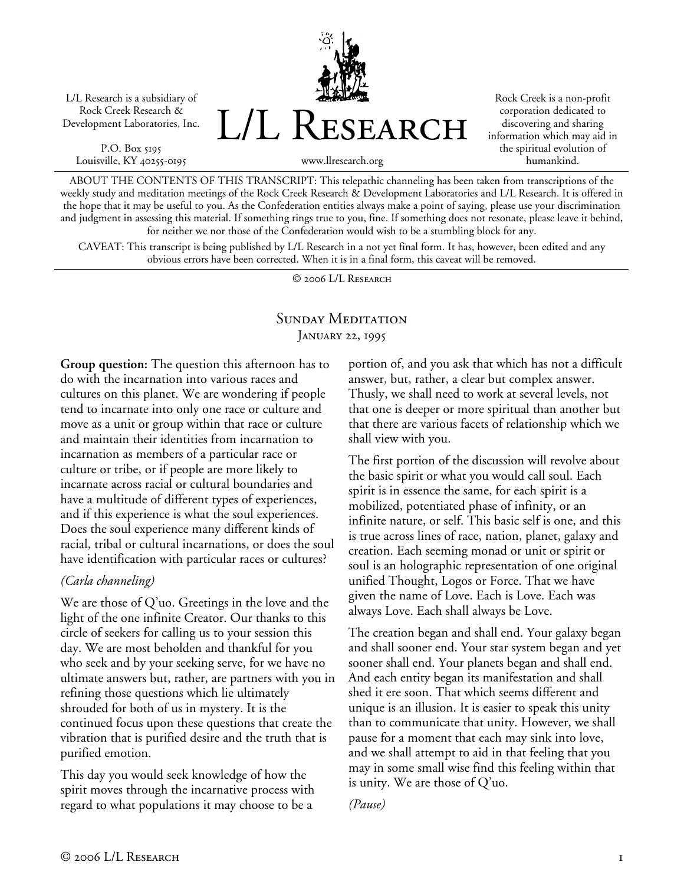L/L Research is a subsidiary of Rock Creek Research & Development Laboratories, Inc.

P.O. Box 5195
Louisville, KY 40255-0195

# L/L Research

www.llresearch.org

Rock Creek is a non-profit corporation dedicated to discovering and sharing information which may aid in the spiritual evolution of humankind.

ABOUT THE CONTENTS OF THIS TRANSCRIPT: This telepathic channeling has been taken from transcriptions of the weekly study and meditation meetings of the Rock Creek Research & Development Laboratories and L/L Research. It is offered in the hope that it may be useful to you. As the Confederation entities always make a point of saying, please use your discrimination and judgment in assessing this material. If something rings true to you, fine. If something does not resonate, please leave it behind, for neither we nor those of the Confederation would wish to be a stumbling block for any.

CAVEAT: This transcript is being published by L/L Research in a not yet final form. It has, however, been edited and any obvious errors have been corrected. When it is in a final form, this caveat will be removed.

© 2006 L/L Research

## Sunday Meditation
### January 22, 1995

**Group question:** The question this afternoon has to do with the incarnation into various races and cultures on this planet. We are wondering if people tend to incarnate into only one race or culture and move as a unit or group within that race or culture and maintain their identities from incarnation to incarnation as members of a particular race or culture or tribe, or if people are more likely to incarnate across racial or cultural boundaries and have a multitude of different types of experiences, and if this experience is what the soul experiences. Does the soul experience many different kinds of racial, tribal or cultural incarnations, or does the soul have identification with particular races or cultures?

*(Carla channeling)*

We are those of Q'uo. Greetings in the love and the light of the one infinite Creator. Our thanks to this circle of seekers for calling us to your session this day. We are most beholden and thankful for you who seek and by your seeking serve, for we have no ultimate answers but, rather, are partners with you in refining those questions which lie ultimately shrouded for both of us in mystery. It is the continued focus upon these questions that create the vibration that is purified desire and the truth that is purified emotion.

This day you would seek knowledge of how the spirit moves through the incarnative process with regard to what populations it may choose to be a portion of, and you ask that which has not a difficult answer, but, rather, a clear but complex answer. Thusly, we shall need to work at several levels, not that one is deeper or more spiritual than another but that there are various facets of relationship which we shall view with you.

The first portion of the discussion will revolve about the basic spirit or what you would call soul. Each spirit is in essence the same, for each spirit is a mobilized, potentiated phase of infinity, or an infinite nature, or self. This basic self is one, and this is true across lines of race, nation, planet, galaxy and creation. Each seeming monad or unit or spirit or soul is an holographic representation of one original unified Thought, Logos or Force. That we have given the name of Love. Each is Love. Each was always Love. Each shall always be Love.

The creation began and shall end. Your galaxy began and shall sooner end. Your star system began and yet sooner shall end. Your planets began and shall end. And each entity began its manifestation and shall shed it ere soon. That which seems different and unique is an illusion. It is easier to speak this unity than to communicate that unity. However, we shall pause for a moment that each may sink into love, and we shall attempt to aid in that feeling that you may in some small wise find this feeling within that is unity. We are those of Q'uo.

*(Pause)*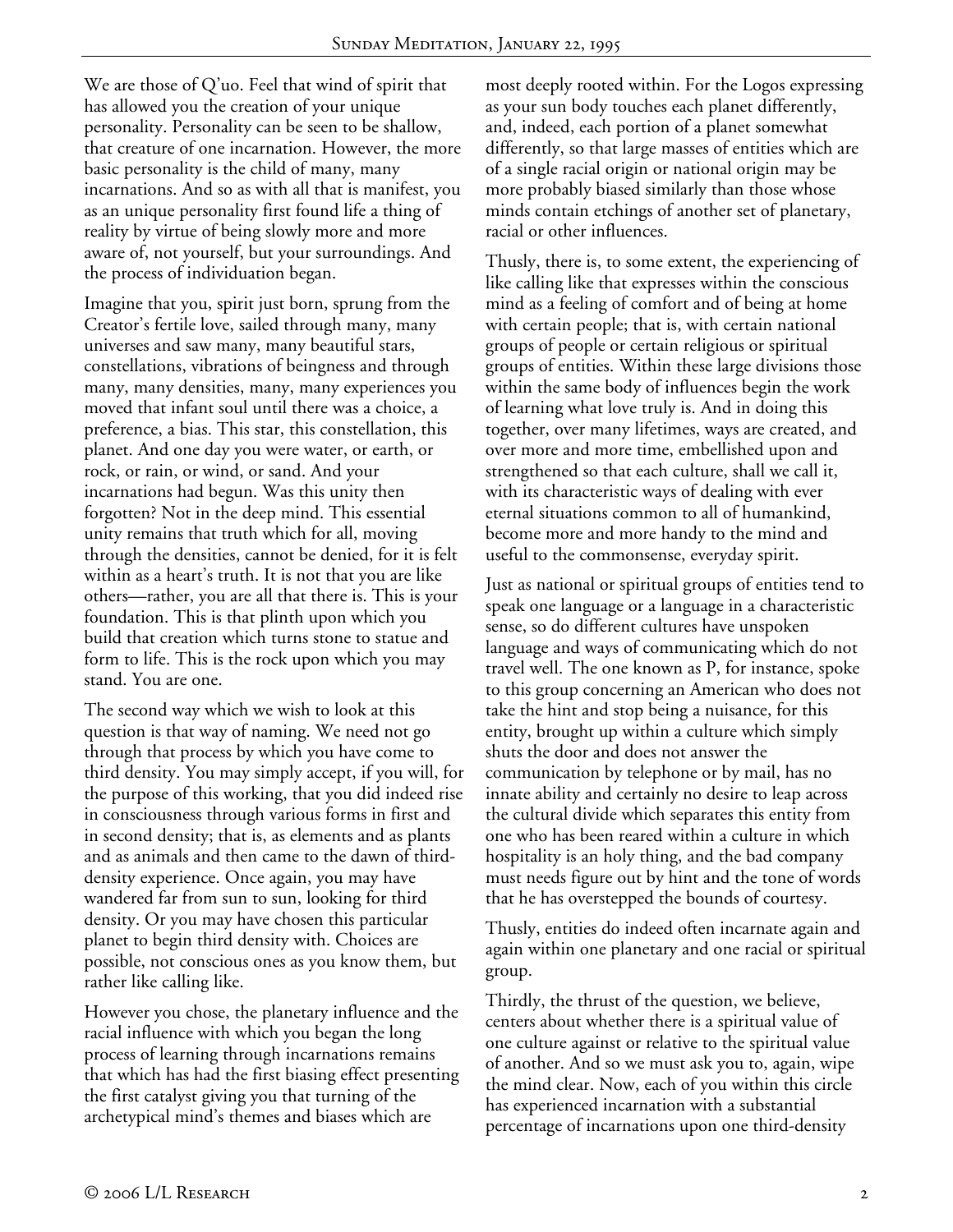We are those of Q'uo. Feel that wind of spirit that has allowed you the creation of your unique personality. Personality can be seen to be shallow, that creature of one incarnation. However, the more basic personality is the child of many, many incarnations. And so as with all that is manifest, you as an unique personality first found life a thing of reality by virtue of being slowly more and more aware of, not yourself, but your surroundings. And the process of individuation began.

Imagine that you, spirit just born, sprung from the Creator's fertile love, sailed through many, many universes and saw many, many beautiful stars, constellations, vibrations of beingness and through many, many densities, many, many experiences you moved that infant soul until there was a choice, a preference, a bias. This star, this constellation, this planet. And one day you were water, or earth, or rock, or rain, or wind, or sand. And your incarnations had begun. Was this unity then forgotten? Not in the deep mind. This essential unity remains that truth which for all, moving through the densities, cannot be denied, for it is felt within as a heart's truth. It is not that you are like others—rather, you are all that there is. This is your foundation. This is that plinth upon which you build that creation which turns stone to statue and form to life. This is the rock upon which you may stand. You are one.

The second way which we wish to look at this question is that way of naming. We need not go through that process by which you have come to third density. You may simply accept, if you will, for the purpose of this working, that you did indeed rise in consciousness through various forms in first and in second density; that is, as elements and as plants and as animals and then came to the dawn of third-density experience. Once again, you may have wandered far from sun to sun, looking for third density. Or you may have chosen this particular planet to begin third density with. Choices are possible, not conscious ones as you know them, but rather like calling like.

However you chose, the planetary influence and the racial influence with which you began the long process of learning through incarnations remains that which has had the first biasing effect presenting the first catalyst giving you that turning of the archetypical mind's themes and biases which are most deeply rooted within. For the Logos expressing as your sun body touches each planet differently, and, indeed, each portion of a planet somewhat differently, so that large masses of entities which are of a single racial origin or national origin may be more probably biased similarly than those whose minds contain etchings of another set of planetary, racial or other influences.

Thusly, there is, to some extent, the experiencing of like calling like that expresses within the conscious mind as a feeling of comfort and of being at home with certain people; that is, with certain national groups of people or certain religious or spiritual groups of entities. Within these large divisions those within the same body of influences begin the work of learning what love truly is. And in doing this together, over many lifetimes, ways are created, and over more and more time, embellished upon and strengthened so that each culture, shall we call it, with its characteristic ways of dealing with ever eternal situations common to all of humankind, become more and more handy to the mind and useful to the commonsense, everyday spirit.

Just as national or spiritual groups of entities tend to speak one language or a language in a characteristic sense, so do different cultures have unspoken language and ways of communicating which do not travel well. The one known as P, for instance, spoke to this group concerning an American who does not take the hint and stop being a nuisance, for this entity, brought up within a culture which simply shuts the door and does not answer the communication by telephone or by mail, has no innate ability and certainly no desire to leap across the cultural divide which separates this entity from one who has been reared within a culture in which hospitality is an holy thing, and the bad company must needs figure out by hint and the tone of words that he has overstepped the bounds of courtesy.

Thusly, entities do indeed often incarnate again and again within one planetary and one racial or spiritual group.

Thirdly, the thrust of the question, we believe, centers about whether there is a spiritual value of one culture against or relative to the spiritual value of another. And so we must ask you to, again, wipe the mind clear. Now, each of you within this circle has experienced incarnation with a substantial percentage of incarnations upon one third-density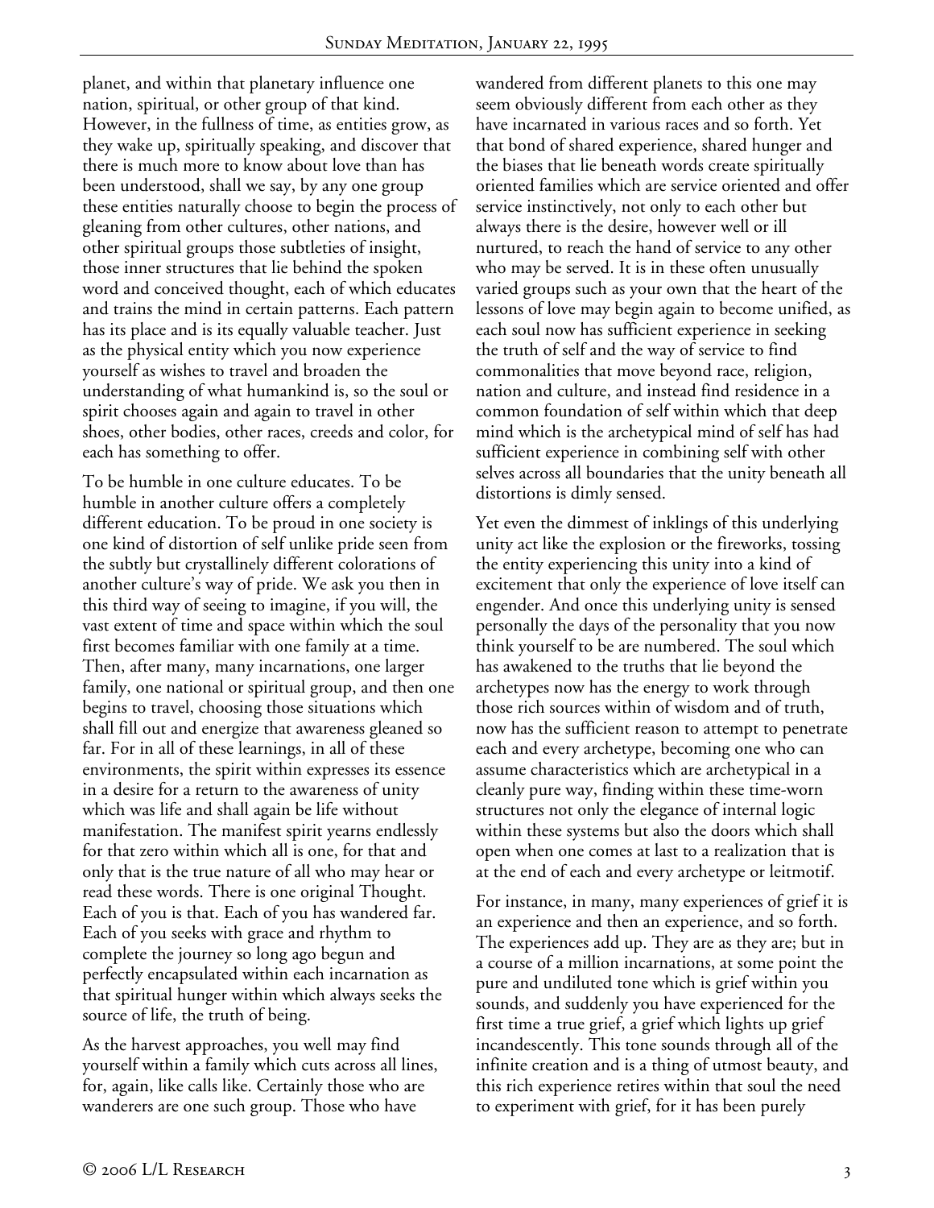planet, and within that planetary influence one nation, spiritual, or other group of that kind. However, in the fullness of time, as entities grow, as they wake up, spiritually speaking, and discover that there is much more to know about love than has been understood, shall we say, by any one group these entities naturally choose to begin the process of gleaning from other cultures, other nations, and other spiritual groups those subtleties of insight, those inner structures that lie behind the spoken word and conceived thought, each of which educates and trains the mind in certain patterns. Each pattern has its place and is its equally valuable teacher. Just as the physical entity which you now experience yourself as wishes to travel and broaden the understanding of what humankind is, so the soul or spirit chooses again and again to travel in other shoes, other bodies, other races, creeds and color, for each has something to offer.

To be humble in one culture educates. To be humble in another culture offers a completely different education. To be proud in one society is one kind of distortion of self unlike pride seen from the subtly but crystallinely different colorations of another culture's way of pride. We ask you then in this third way of seeing to imagine, if you will, the vast extent of time and space within which the soul first becomes familiar with one family at a time. Then, after many, many incarnations, one larger family, one national or spiritual group, and then one begins to travel, choosing those situations which shall fill out and energize that awareness gleaned so far. For in all of these learnings, in all of these environments, the spirit within expresses its essence in a desire for a return to the awareness of unity which was life and shall again be life without manifestation. The manifest spirit yearns endlessly for that zero within which all is one, for that and only that is the true nature of all who may hear or read these words. There is one original Thought. Each of you is that. Each of you has wandered far. Each of you seeks with grace and rhythm to complete the journey so long ago begun and perfectly encapsulated within each incarnation as that spiritual hunger within which always seeks the source of life, the truth of being.

As the harvest approaches, you well may find yourself within a family which cuts across all lines, for, again, like calls like. Certainly those who are wanderers are one such group. Those who have wandered from different planets to this one may seem obviously different from each other as they have incarnated in various races and so forth. Yet that bond of shared experience, shared hunger and the biases that lie beneath words create spiritually oriented families which are service oriented and offer service instinctively, not only to each other but always there is the desire, however well or ill nurtured, to reach the hand of service to any other who may be served. It is in these often unusually varied groups such as your own that the heart of the lessons of love may begin again to become unified, as each soul now has sufficient experience in seeking the truth of self and the way of service to find commonalities that move beyond race, religion, nation and culture, and instead find residence in a common foundation of self within which that deep mind which is the archetypical mind of self has had sufficient experience in combining self with other selves across all boundaries that the unity beneath all distortions is dimly sensed.

Yet even the dimmest of inklings of this underlying unity act like the explosion or the fireworks, tossing the entity experiencing this unity into a kind of excitement that only the experience of love itself can engender. And once this underlying unity is sensed personally the days of the personality that you now think yourself to be are numbered. The soul which has awakened to the truths that lie beyond the archetypes now has the energy to work through those rich sources within of wisdom and of truth, now has the sufficient reason to attempt to penetrate each and every archetype, becoming one who can assume characteristics which are archetypical in a cleanly pure way, finding within these time-worn structures not only the elegance of internal logic within these systems but also the doors which shall open when one comes at last to a realization that is at the end of each and every archetype or leitmotif.

For instance, in many, many experiences of grief it is an experience and then an experience, and so forth. The experiences add up. They are as they are; but in a course of a million incarnations, at some point the pure and undiluted tone which is grief within you sounds, and suddenly you have experienced for the first time a true grief, a grief which lights up grief incandescently. This tone sounds through all of the infinite creation and is a thing of utmost beauty, and this rich experience retires within that soul the need to experiment with grief, for it has been purely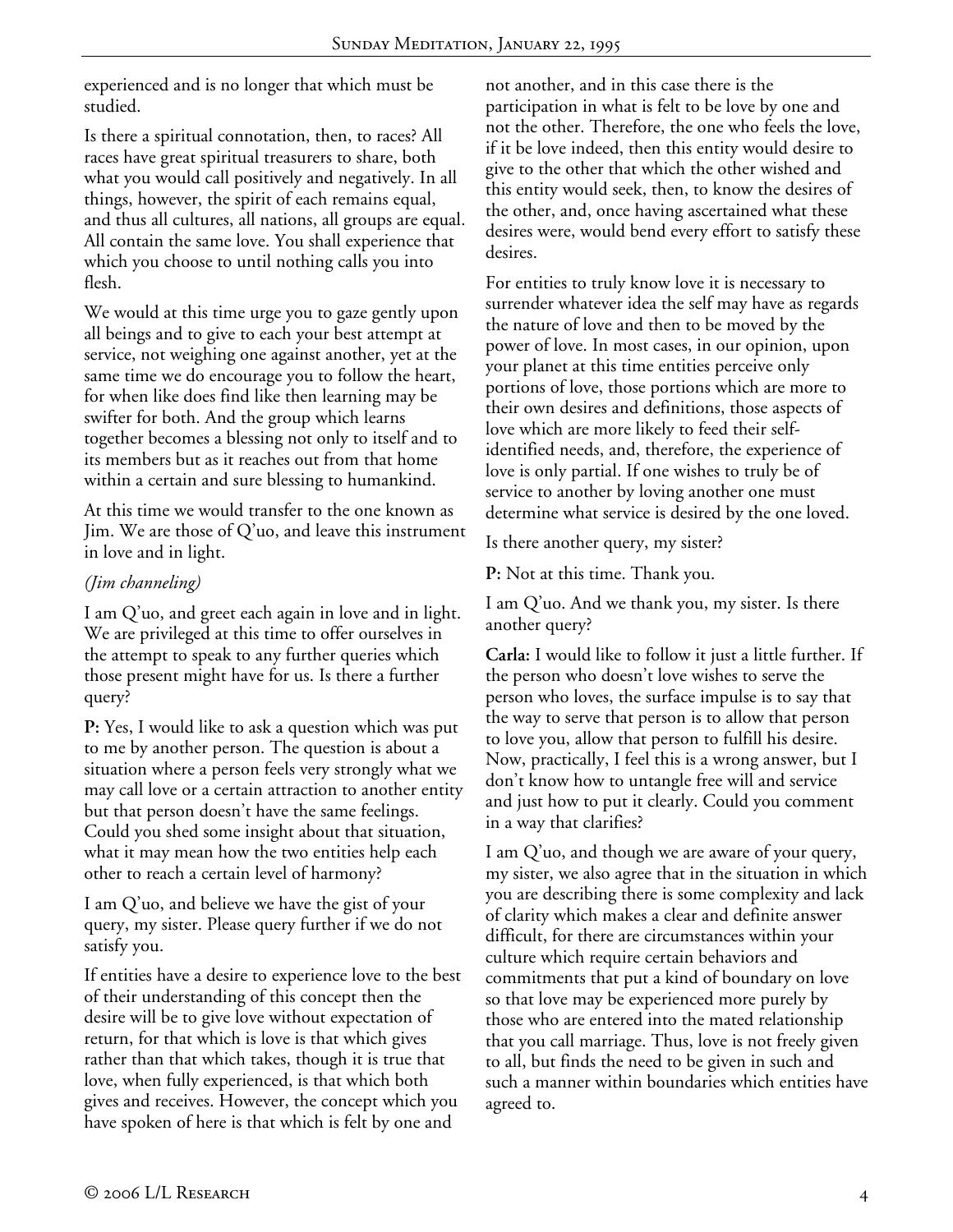experienced and is no longer that which must be studied.

Is there a spiritual connotation, then, to races? All races have great spiritual treasurers to share, both what you would call positively and negatively. In all things, however, the spirit of each remains equal, and thus all cultures, all nations, all groups are equal. All contain the same love. You shall experience that which you choose to until nothing calls you into flesh.

We would at this time urge you to gaze gently upon all beings and to give to each your best attempt at service, not weighing one against another, yet at the same time we do encourage you to follow the heart, for when like does find like then learning may be swifter for both. And the group which learns together becomes a blessing not only to itself and to its members but as it reaches out from that home within a certain and sure blessing to humankind.

At this time we would transfer to the one known as Jim. We are those of Q'uo, and leave this instrument in love and in light.

*(Jim channeling)*

I am Q'uo, and greet each again in love and in light. We are privileged at this time to offer ourselves in the attempt to speak to any further queries which those present might have for us. Is there a further query?

**P:** Yes, I would like to ask a question which was put to me by another person. The question is about a situation where a person feels very strongly what we may call love or a certain attraction to another entity but that person doesn't have the same feelings. Could you shed some insight about that situation, what it may mean how the two entities help each other to reach a certain level of harmony?

I am Q'uo, and believe we have the gist of your query, my sister. Please query further if we do not satisfy you.

If entities have a desire to experience love to the best of their understanding of this concept then the desire will be to give love without expectation of return, for that which is love is that which gives rather than that which takes, though it is true that love, when fully experienced, is that which both gives and receives. However, the concept which you have spoken of here is that which is felt by one and not another, and in this case there is the participation in what is felt to be love by one and not the other. Therefore, the one who feels the love, if it be love indeed, then this entity would desire to give to the other that which the other wished and this entity would seek, then, to know the desires of the other, and, once having ascertained what these desires were, would bend every effort to satisfy these desires.

For entities to truly know love it is necessary to surrender whatever idea the self may have as regards the nature of love and then to be moved by the power of love. In most cases, in our opinion, upon your planet at this time entities perceive only portions of love, those portions which are more to their own desires and definitions, those aspects of love which are more likely to feed their self-identified needs, and, therefore, the experience of love is only partial. If one wishes to truly be of service to another by loving another one must determine what service is desired by the one loved.

Is there another query, my sister?

**P:** Not at this time. Thank you.

I am Q'uo. And we thank you, my sister. Is there another query?

**Carla:** I would like to follow it just a little further. If the person who doesn't love wishes to serve the person who loves, the surface impulse is to say that the way to serve that person is to allow that person to love you, allow that person to fulfill his desire. Now, practically, I feel this is a wrong answer, but I don't know how to untangle free will and service and just how to put it clearly. Could you comment in a way that clarifies?

I am Q'uo, and though we are aware of your query, my sister, we also agree that in the situation in which you are describing there is some complexity and lack of clarity which makes a clear and definite answer difficult, for there are circumstances within your culture which require certain behaviors and commitments that put a kind of boundary on love so that love may be experienced more purely by those who are entered into the mated relationship that you call marriage. Thus, love is not freely given to all, but finds the need to be given in such and such a manner within boundaries which entities have agreed to.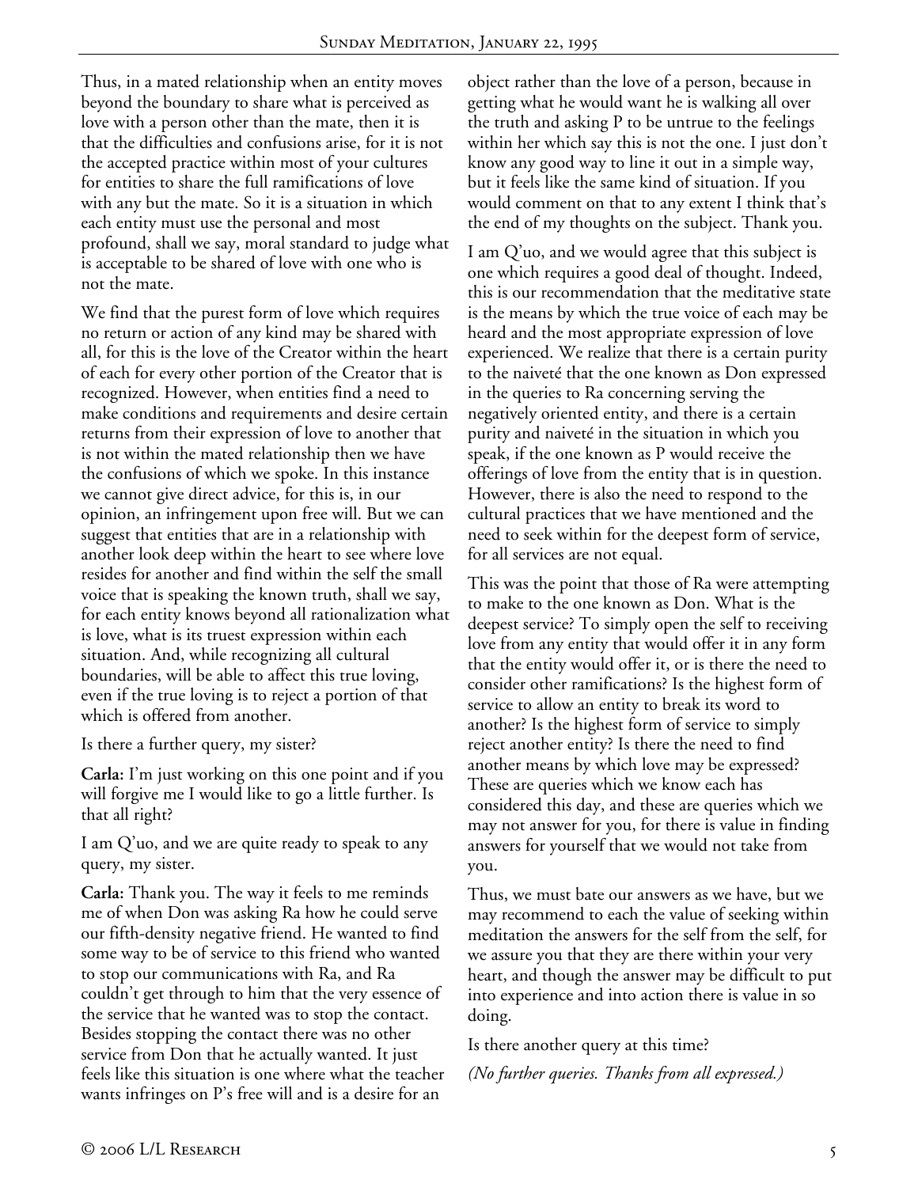Thus, in a mated relationship when an entity moves beyond the boundary to share what is perceived as love with a person other than the mate, then it is that the difficulties and confusions arise, for it is not the accepted practice within most of your cultures for entities to share the full ramifications of love with any but the mate. So it is a situation in which each entity must use the personal and most profound, shall we say, moral standard to judge what is acceptable to be shared of love with one who is not the mate.

We find that the purest form of love which requires no return or action of any kind may be shared with all, for this is the love of the Creator within the heart of each for every other portion of the Creator that is recognized. However, when entities find a need to make conditions and requirements and desire certain returns from their expression of love to another that is not within the mated relationship then we have the confusions of which we spoke. In this instance we cannot give direct advice, for this is, in our opinion, an infringement upon free will. But we can suggest that entities that are in a relationship with another look deep within the heart to see where love resides for another and find within the self the small voice that is speaking the known truth, shall we say, for each entity knows beyond all rationalization what is love, what is its truest expression within each situation. And, while recognizing all cultural boundaries, will be able to affect this true loving, even if the true loving is to reject a portion of that which is offered from another.

Is there a further query, my sister?

**Carla:** I'm just working on this one point and if you will forgive me I would like to go a little further. Is that all right?

I am Q'uo, and we are quite ready to speak to any query, my sister.

**Carla:** Thank you. The way it feels to me reminds me of when Don was asking Ra how he could serve our fifth-density negative friend. He wanted to find some way to be of service to this friend who wanted to stop our communications with Ra, and Ra couldn't get through to him that the very essence of the service that he wanted was to stop the contact. Besides stopping the contact there was no other service from Don that he actually wanted. It just feels like this situation is one where what the teacher wants infringes on P's free will and is a desire for an object rather than the love of a person, because in getting what he would want he is walking all over the truth and asking P to be untrue to the feelings within her which say this is not the one. I just don't know any good way to line it out in a simple way, but it feels like the same kind of situation. If you would comment on that to any extent I think that's the end of my thoughts on the subject. Thank you.

I am Q'uo, and we would agree that this subject is one which requires a good deal of thought. Indeed, this is our recommendation that the meditative state is the means by which the true voice of each may be heard and the most appropriate expression of love experienced. We realize that there is a certain purity to the naiveté that the one known as Don expressed in the queries to Ra concerning serving the negatively oriented entity, and there is a certain purity and naiveté in the situation in which you speak, if the one known as P would receive the offerings of love from the entity that is in question. However, there is also the need to respond to the cultural practices that we have mentioned and the need to seek within for the deepest form of service, for all services are not equal.

This was the point that those of Ra were attempting to make to the one known as Don. What is the deepest service? To simply open the self to receiving love from any entity that would offer it in any form that the entity would offer it, or is there the need to consider other ramifications? Is the highest form of service to allow an entity to break its word to another? Is the highest form of service to simply reject another entity? Is there the need to find another means by which love may be expressed? These are queries which we know each has considered this day, and these are queries which we may not answer for you, for there is value in finding answers for yourself that we would not take from you.

Thus, we must bate our answers as we have, but we may recommend to each the value of seeking within meditation the answers for the self from the self, for we assure you that they are there within your very heart, and though the answer may be difficult to put into experience and into action there is value in so doing.

Is there another query at this time?

*(No further queries. Thanks from all expressed.)*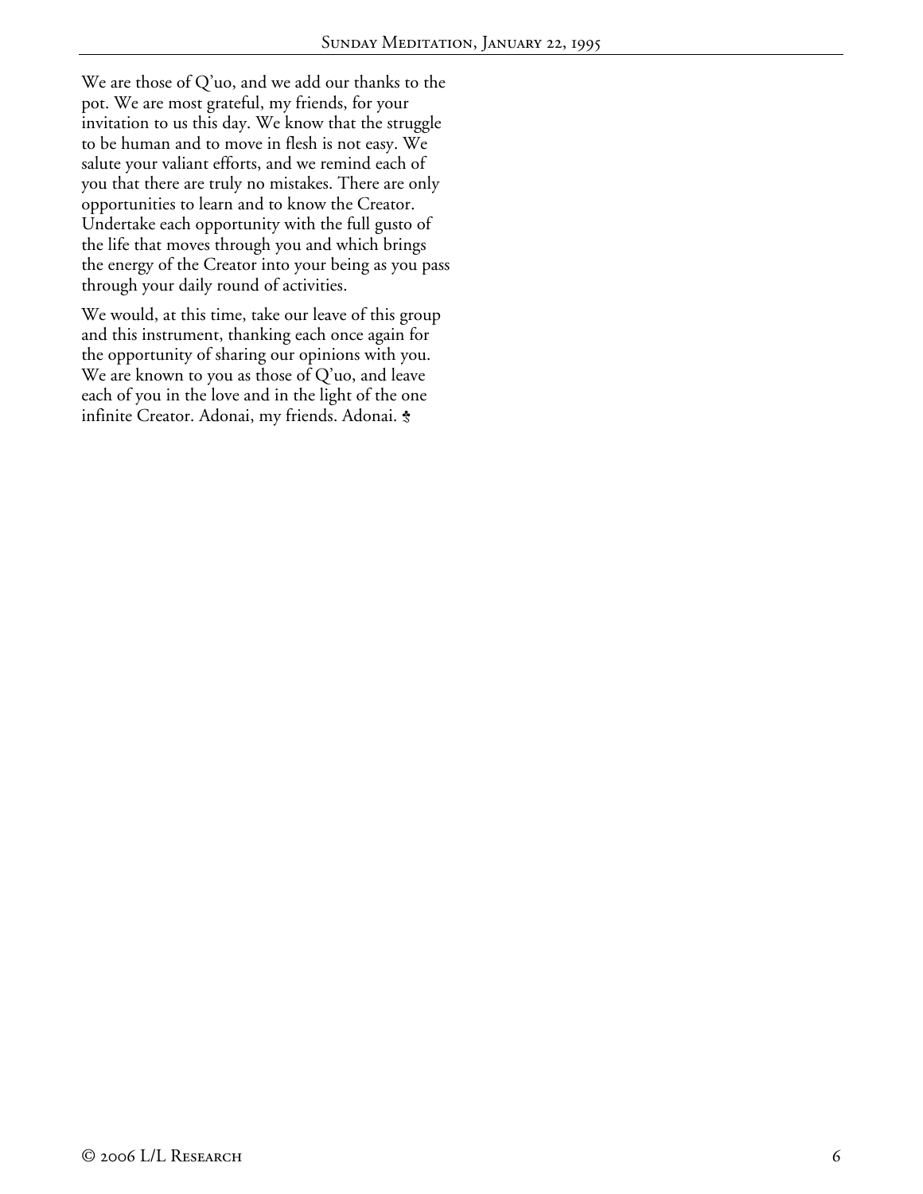We are those of Q'uo, and we add our thanks to the pot. We are most grateful, my friends, for your invitation to us this day. We know that the struggle to be human and to move in flesh is not easy. We salute your valiant efforts, and we remind each of you that there are truly no mistakes. There are only opportunities to learn and to know the Creator. Undertake each opportunity with the full gusto of the life that moves through you and which brings the energy of the Creator into your being as you pass through your daily round of activities.

We would, at this time, take our leave of this group and this instrument, thanking each once again for the opportunity of sharing our opinions with you. We are known to you as those of Q'uo, and leave each of you in the love and in the light of the one infinite Creator. Adonai, my friends. Adonai.